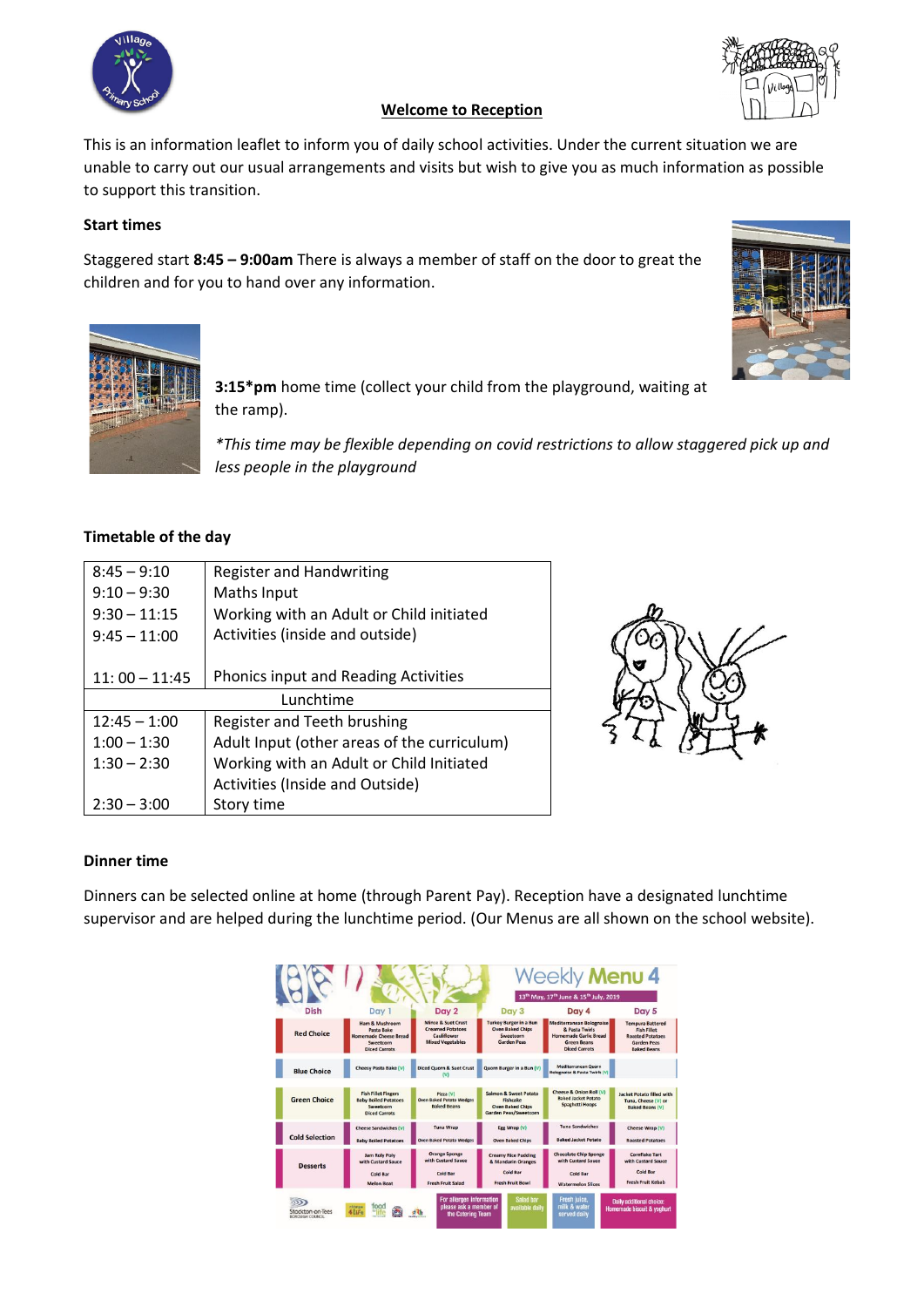## Welcome to Reception

This is an information leaflet to inform you of daily school activities. Under the current situation we are unable to carry out our usual arrangements and visits but wish to give you as much information as possible to support this transition.

**Start times**

Staggered start **8:45 – 9:00am** There is always a member of staff on the door to great the children and for you to hand over any information.

**3:15*pm** home time (collect your child from the playground, waiting at the ramp).

*This time may be flexible depending on covid restrictions to allow staggered pick up and less people in the playground*

**Timetable of the day**

| | |
|---|---|
| 8:45 – 9:10 | Register and Handwriting |
| 9:10 – 9:30 | Maths Input |
| 9:30 – 11:15 | Working with an Adult or Child initiated |
| 9:45 – 11:00 | Activities (inside and outside) |
| 11: 00 – 11:45 | Phonics input and Reading Activities |
| Lunchtime | |
| 12:45 – 1:00 | Register and Teeth brushing |
| 1:00 – 1:30 | Adult Input (other areas of the curriculum) |
| 1:30 – 2:30 | Working with an Adult or Child Initiated Activities (Inside and Outside) |
| 2:30 – 3:00 | Story time |

**Dinner time**

Dinners can be selected online at home (through Parent Pay). Reception have a designated lunchtime supervisor and are helped during the lunchtime period. (Our Menus are all shown on the school website).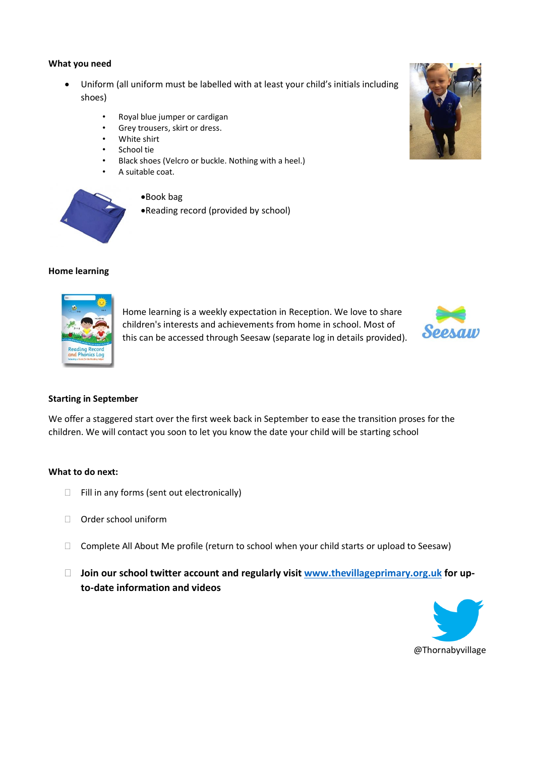**What you need**

- Uniform (all uniform must be labelled with at least your child's initials including shoes)
  - Royal blue jumper or cardigan
  - Grey trousers, skirt or dress.
  - White shirt
  - School tie
  - Black shoes (Velcro or buckle. Nothing with a heel.)
  - A suitable coat.

- Book bag
- Reading record (provided by school)

**Home learning**

Home learning is a weekly expectation in Reception. We love to share children's interests and achievements from home in school. Most of this can be accessed through Seesaw (separate log in details provided).

**Starting in September**

We offer a staggered start over the first week back in September to ease the transition proses for the children. We will contact you soon to let you know the date your child will be starting school

**What to do next:**

- Fill in any forms (sent out electronically)
- Order school uniform
- Complete All About Me profile (return to school when your child starts or upload to Seesaw)
- **Join our school twitter account and regularly visit [www.thevillageprimary.org.uk](http://www.thevillageprimary.org.uk) for up-to-date information and videos**

@Thornabyvillage